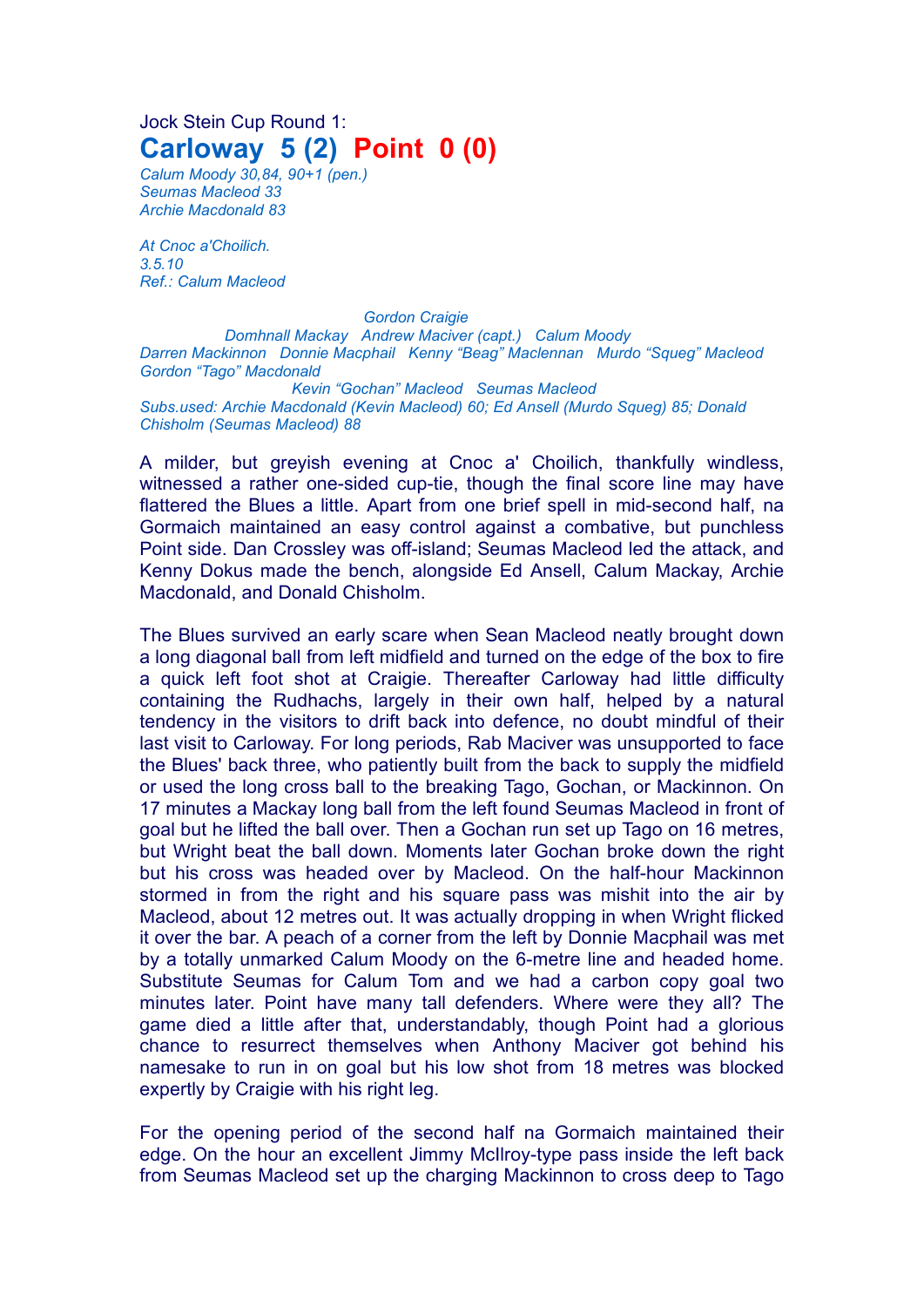Jock Stein Cup Round 1:

# Carloway 5 (2) Point 0 (0)

*Calum Moody 30,84, 90+1 (pen.)*
*Seumas Macleod 33*
*Archie Macdonald 83*

*At Cnoc a'Choilich.*
*3.5.10*
*Ref.: Calum Macleod*

*Gordon Craigie*
*Domhnall Mackay Andrew Maciver (capt.) Calum Moody*
*Darren Mackinnon Donnie Macphail Kenny "Beag" Maclennan Murdo "Squeg" Macleod*
*Gordon "Tago" Macdonald*
*Kevin "Gochan" Macleod Seumas Macleod*
*Subs.used: Archie Macdonald (Kevin Macleod) 60; Ed Ansell (Murdo Squeg) 85; Donald Chisholm (Seumas Macleod) 88*

A milder, but greyish evening at Cnoc a' Choilich, thankfully windless, witnessed a rather one-sided cup-tie, though the final score line may have flattered the Blues a little. Apart from one brief spell in mid-second half, na Gormaich maintained an easy control against a combative, but punchless Point side. Dan Crossley was off-island; Seumas Macleod led the attack, and Kenny Dokus made the bench, alongside Ed Ansell, Calum Mackay, Archie Macdonald, and Donald Chisholm.

The Blues survived an early scare when Sean Macleod neatly brought down a long diagonal ball from left midfield and turned on the edge of the box to fire a quick left foot shot at Craigie. Thereafter Carloway had little difficulty containing the Rudhachs, largely in their own half, helped by a natural tendency in the visitors to drift back into defence, no doubt mindful of their last visit to Carloway. For long periods, Rab Maciver was unsupported to face the Blues' back three, who patiently built from the back to supply the midfield or used the long cross ball to the breaking Tago, Gochan, or Mackinnon. On 17 minutes a Mackay long ball from the left found Seumas Macleod in front of goal but he lifted the ball over. Then a Gochan run set up Tago on 16 metres, but Wright beat the ball down. Moments later Gochan broke down the right but his cross was headed over by Macleod. On the half-hour Mackinnon stormed in from the right and his square pass was mishit into the air by Macleod, about 12 metres out. It was actually dropping in when Wright flicked it over the bar. A peach of a corner from the left by Donnie Macphail was met by a totally unmarked Calum Moody on the 6-metre line and headed home. Substitute Seumas for Calum Tom and we had a carbon copy goal two minutes later. Point have many tall defenders. Where were they all? The game died a little after that, understandably, though Point had a glorious chance to resurrect themselves when Anthony Maciver got behind his namesake to run in on goal but his low shot from 18 metres was blocked expertly by Craigie with his right leg.

For the opening period of the second half na Gormaich maintained their edge. On the hour an excellent Jimmy McIlroy-type pass inside the left back from Seumas Macleod set up the charging Mackinnon to cross deep to Tago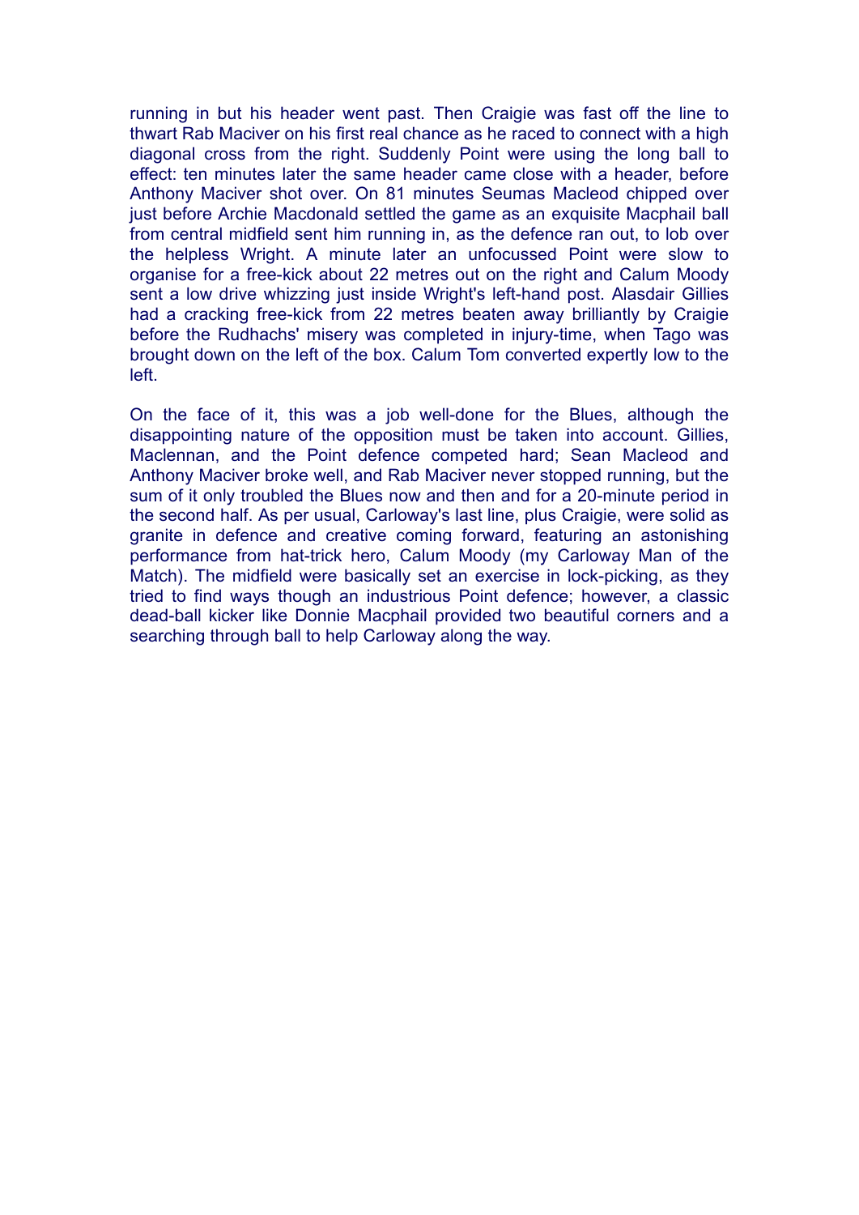running in but his header went past. Then Craigie was fast off the line to thwart Rab Maciver on his first real chance as he raced to connect with a high diagonal cross from the right. Suddenly Point were using the long ball to effect: ten minutes later the same header came close with a header, before Anthony Maciver shot over. On 81 minutes Seumas Macleod chipped over just before Archie Macdonald settled the game as an exquisite Macphail ball from central midfield sent him running in, as the defence ran out, to lob over the helpless Wright. A minute later an unfocussed Point were slow to organise for a free-kick about 22 metres out on the right and Calum Moody sent a low drive whizzing just inside Wright's left-hand post. Alasdair Gillies had a cracking free-kick from 22 metres beaten away brilliantly by Craigie before the Rudhachs' misery was completed in injury-time, when Tago was brought down on the left of the box. Calum Tom converted expertly low to the left.

On the face of it, this was a job well-done for the Blues, although the disappointing nature of the opposition must be taken into account. Gillies, Maclennan, and the Point defence competed hard; Sean Macleod and Anthony Maciver broke well, and Rab Maciver never stopped running, but the sum of it only troubled the Blues now and then and for a 20-minute period in the second half. As per usual, Carloway's last line, plus Craigie, were solid as granite in defence and creative coming forward, featuring an astonishing performance from hat-trick hero, Calum Moody (my Carloway Man of the Match). The midfield were basically set an exercise in lock-picking, as they tried to find ways though an industrious Point defence; however, a classic dead-ball kicker like Donnie Macphail provided two beautiful corners and a searching through ball to help Carloway along the way.